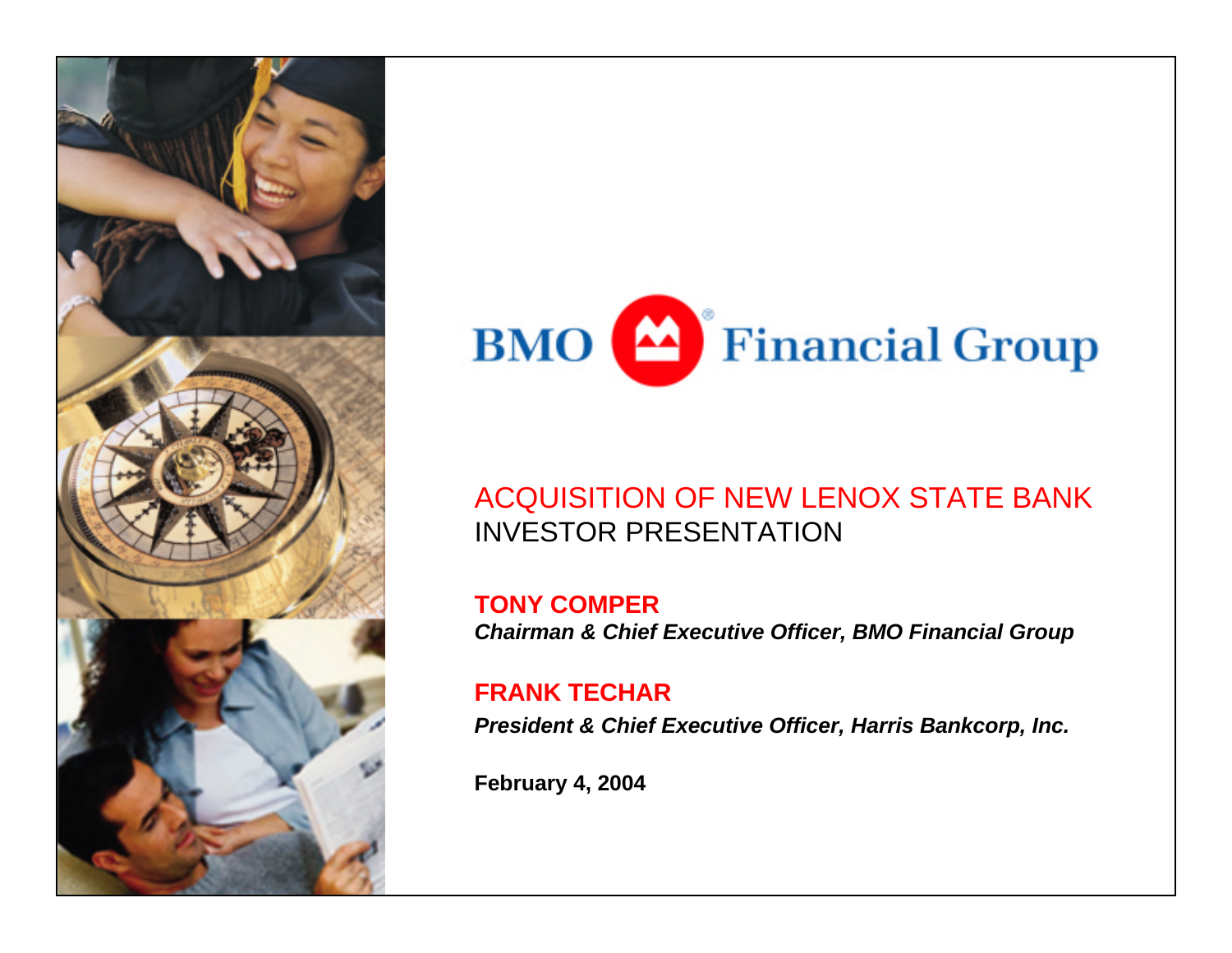# BMO Financial Group

## ACQUISITION OF NEW LENOX STATE BANK
## INVESTOR PRESENTATION

**TONY COMPER**
***Chairman & Chief Executive Officer, BMO Financial Group***

**FRANK TECHAR**
***President & Chief Executive Officer, Harris Bankcorp, Inc.***

**February 4, 2004**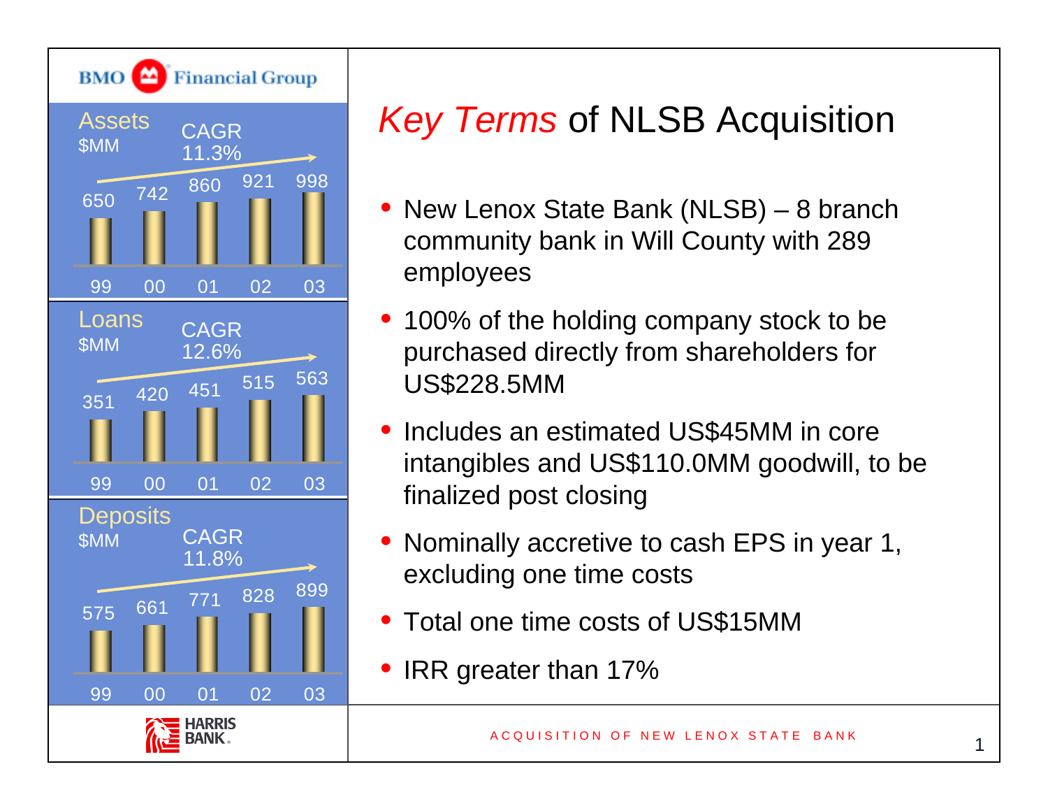BMO Financial Group

**Assets** $MM — CAGR 11.3%

| 99 | 00 | 01 | 02 | 03 |
|---|---|---|---|---|
| 650 | 742 | 860 | 921 | 998 |

**Loans** $MM — CAGR 12.6%

| 99 | 00 | 01 | 02 | 03 |
|---|---|---|---|---|
| 351 | 420 | 451 | 515 | 563 |

**Deposits** $MM — CAGR 11.8%

| 99 | 00 | 01 | 02 | 03 |
|---|---|---|---|---|
| 575 | 661 | 771 | 828 | 899 |

HARRIS BANK

# *Key Terms* of NLSB Acquisition

- New Lenox State Bank (NLSB) – 8 branch community bank in Will County with 289 employees
- 100% of the holding company stock to be purchased directly from shareholders for US$228.5MM
- Includes an estimated US$45MM in core intangibles and US$110.0MM goodwill, to be finalized post closing
- Nominally accretive to cash EPS in year 1, excluding one time costs
- Total one time costs of US$15MM
- IRR greater than 17%

ACQUISITION OF NEW LENOX STATE BANK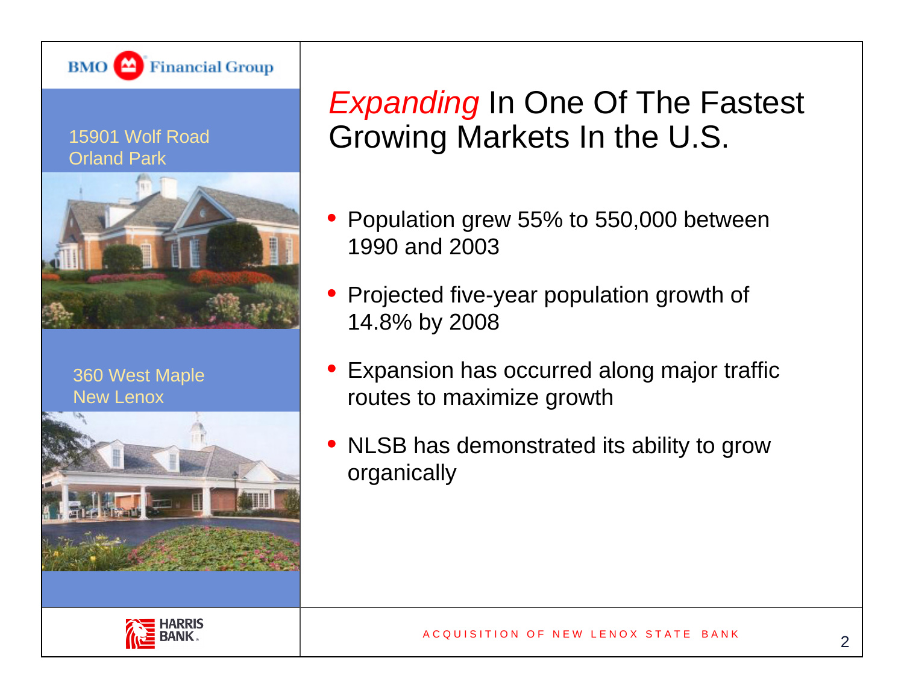BMO Financial Group

15901 Wolf Road
Orland Park

360 West Maple
New Lenox

# *Expanding* In One Of The Fastest Growing Markets In the U.S.

- Population grew 55% to 550,000 between 1990 and 2003
- Projected five-year population growth of 14.8% by 2008
- Expansion has occurred along major traffic routes to maximize growth
- NLSB has demonstrated its ability to grow organically

HARRIS BANK

ACQUISITION OF NEW LENOX STATE BANK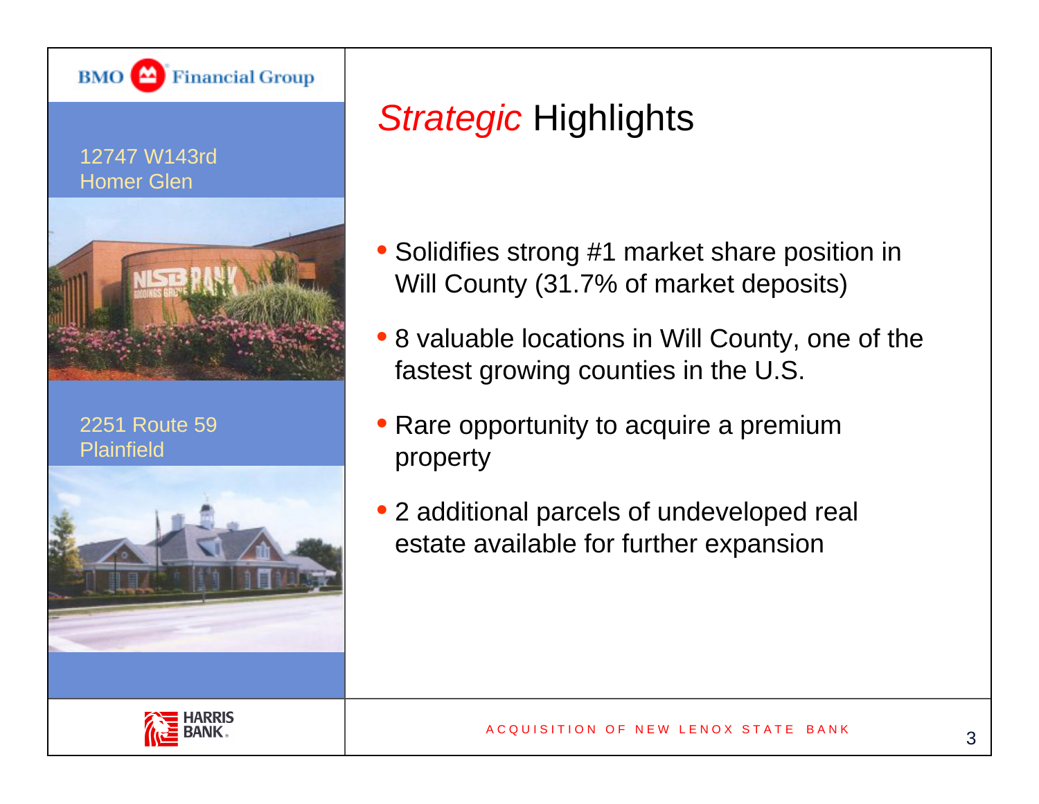BMO Financial Group

12747 W143rd
Homer Glen

2251 Route 59
Plainfield

# *Strategic* Highlights

- Solidifies strong #1 market share position in Will County (31.7% of market deposits)
- 8 valuable locations in Will County, one of the fastest growing counties in the U.S.
- Rare opportunity to acquire a premium property
- 2 additional parcels of undeveloped real estate available for further expansion

HARRIS BANK

ACQUISITION OF NEW LENOX STATE BANK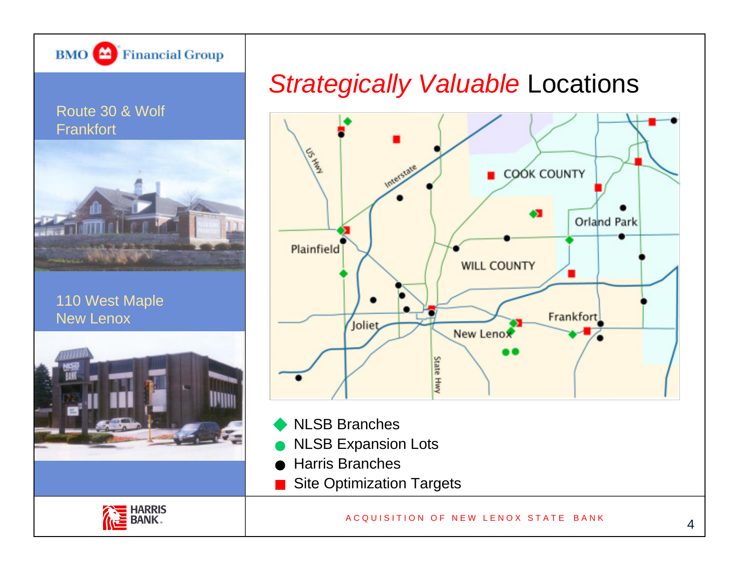BMO Financial Group

# *Strategically Valuable* Locations

Route 30 & Wolf
Frankfort

110 West Maple
New Lenox

- NLSB Branches
- NLSB Expansion Lots
- Harris Branches
- Site Optimization Targets

HARRIS BANK

ACQUISITION OF NEW LENOX STATE BANK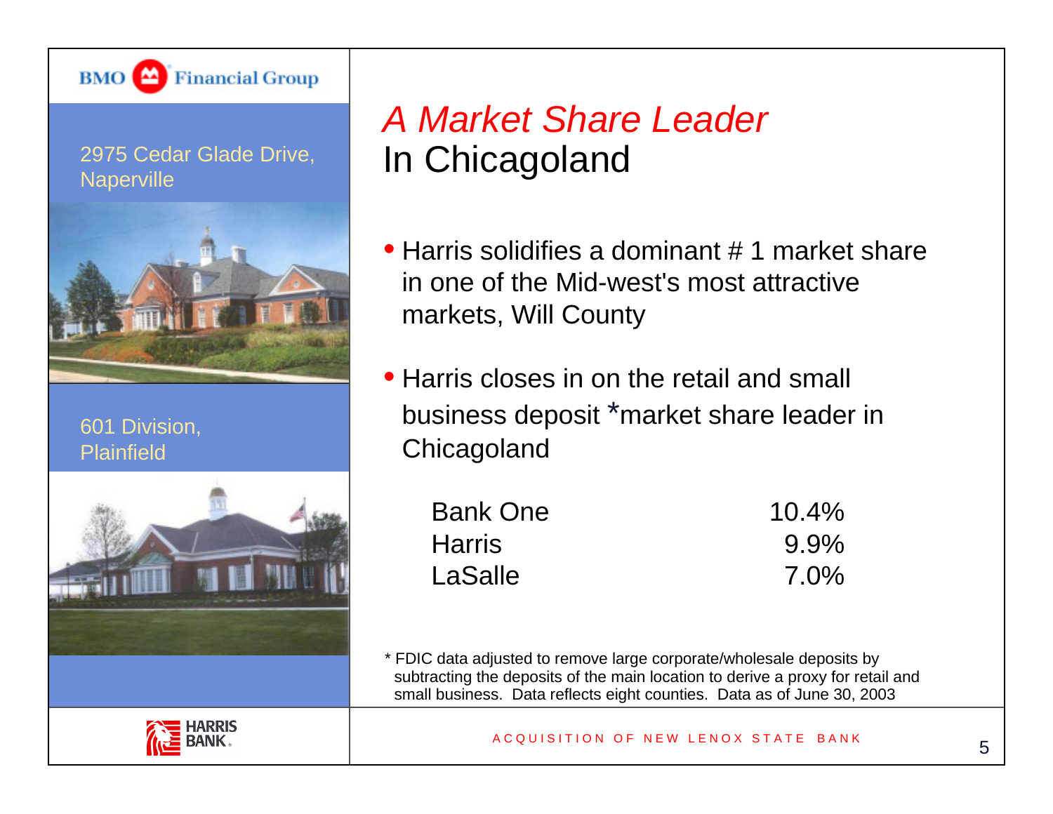BMO Financial Group

2975 Cedar Glade Drive, Naperville

601 Division, Plainfield

# *A Market Share Leader*
# In Chicagoland

- Harris solidifies a dominant # 1 market share in one of the Mid-west's most attractive markets, Will County
- Harris closes in on the retail and small business deposit *market share leader in Chicagoland

| | |
|---|---|
| Bank One | 10.4% |
| Harris | 9.9% |
| LaSalle | 7.0% |

* FDIC data adjusted to remove large corporate/wholesale deposits by subtracting the deposits of the main location to derive a proxy for retail and small business. Data reflects eight counties. Data as of June 30, 2003

HARRIS BANK

ACQUISITION OF NEW LENOX STATE BANK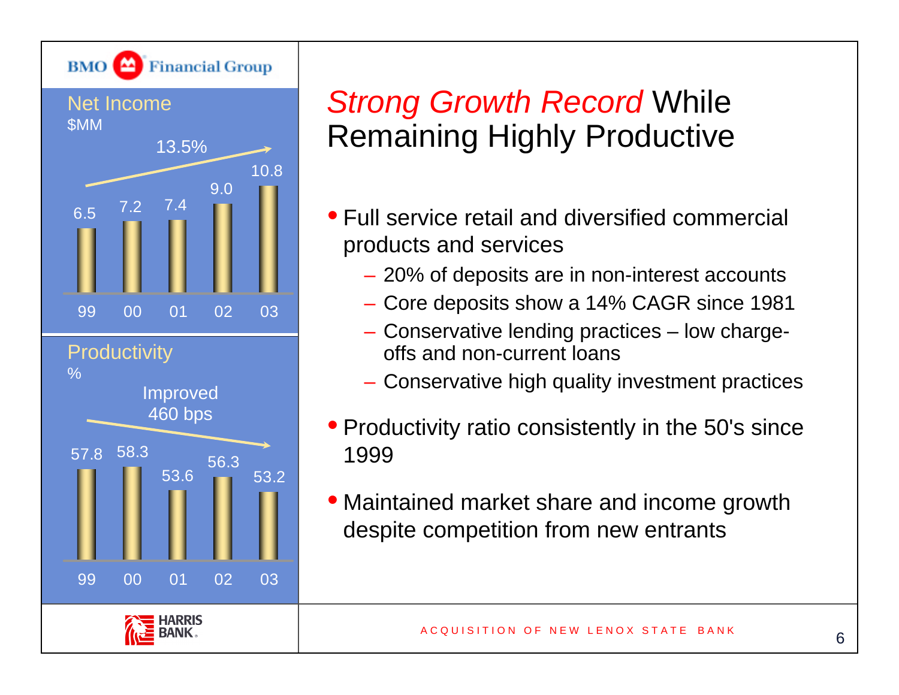# *Strong Growth Record* While Remaining Highly Productive

**Net Income**
$MM

13.5%

| 99 | 00 | 01 | 02 | 03 |
|---|---|---|---|---|
| 6.5 | 7.2 | 7.4 | 9.0 | 10.8 |

**Productivity**
%

Improved 460 bps

| 99 | 00 | 01 | 02 | 03 |
|---|---|---|---|---|
| 57.8 | 58.3 | 53.6 | 56.3 | 53.2 |

- Full service retail and diversified commercial products and services
  - 20% of deposits are in non-interest accounts
  - Core deposits show a 14% CAGR since 1981
  - Conservative lending practices – low charge-offs and non-current loans
  - Conservative high quality investment practices
- Productivity ratio consistently in the 50's since 1999
- Maintained market share and income growth despite competition from new entrants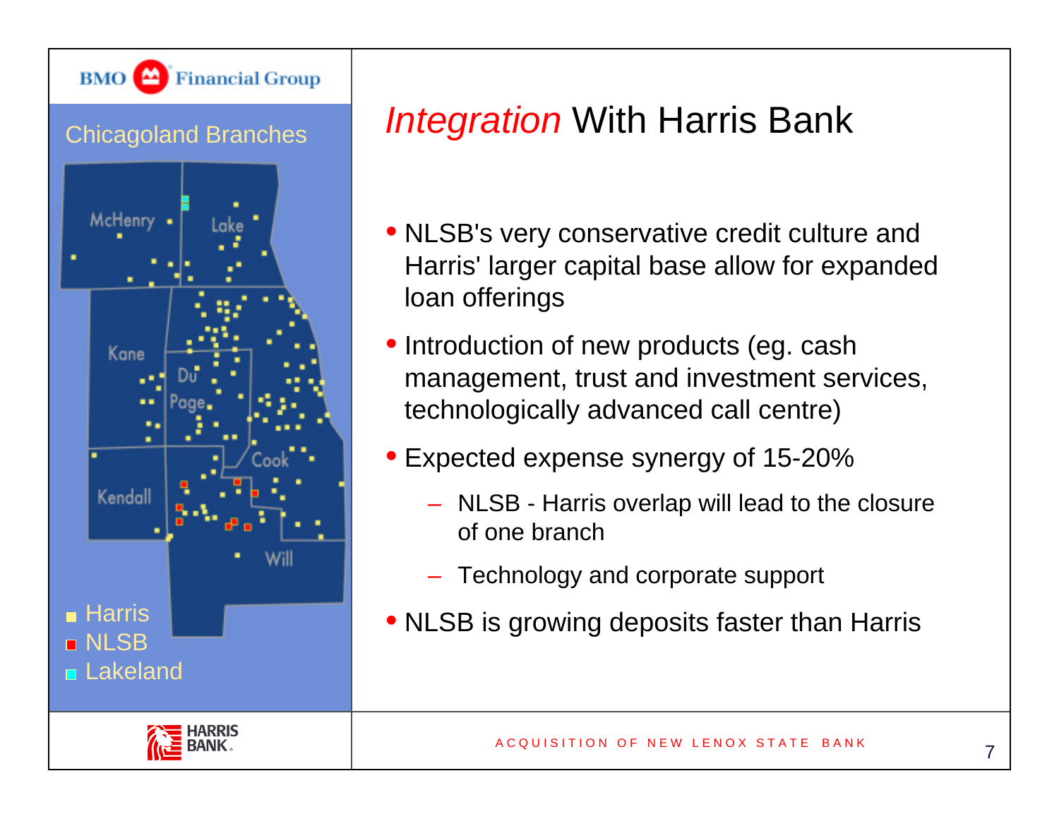BMO Financial Group

## Chicagoland Branches

McHenry, Lake, Kane, Du Page, Cook, Kendall, Will

- Harris
- NLSB
- Lakeland

# *Integration* With Harris Bank

- NLSB's very conservative credit culture and Harris' larger capital base allow for expanded loan offerings
- Introduction of new products (eg. cash management, trust and investment services, technologically advanced call centre)
- Expected expense synergy of 15-20%
  - NLSB - Harris overlap will lead to the closure of one branch
  - Technology and corporate support
- NLSB is growing deposits faster than Harris

HARRIS BANK.

ACQUISITION OF NEW LENOX STATE BANK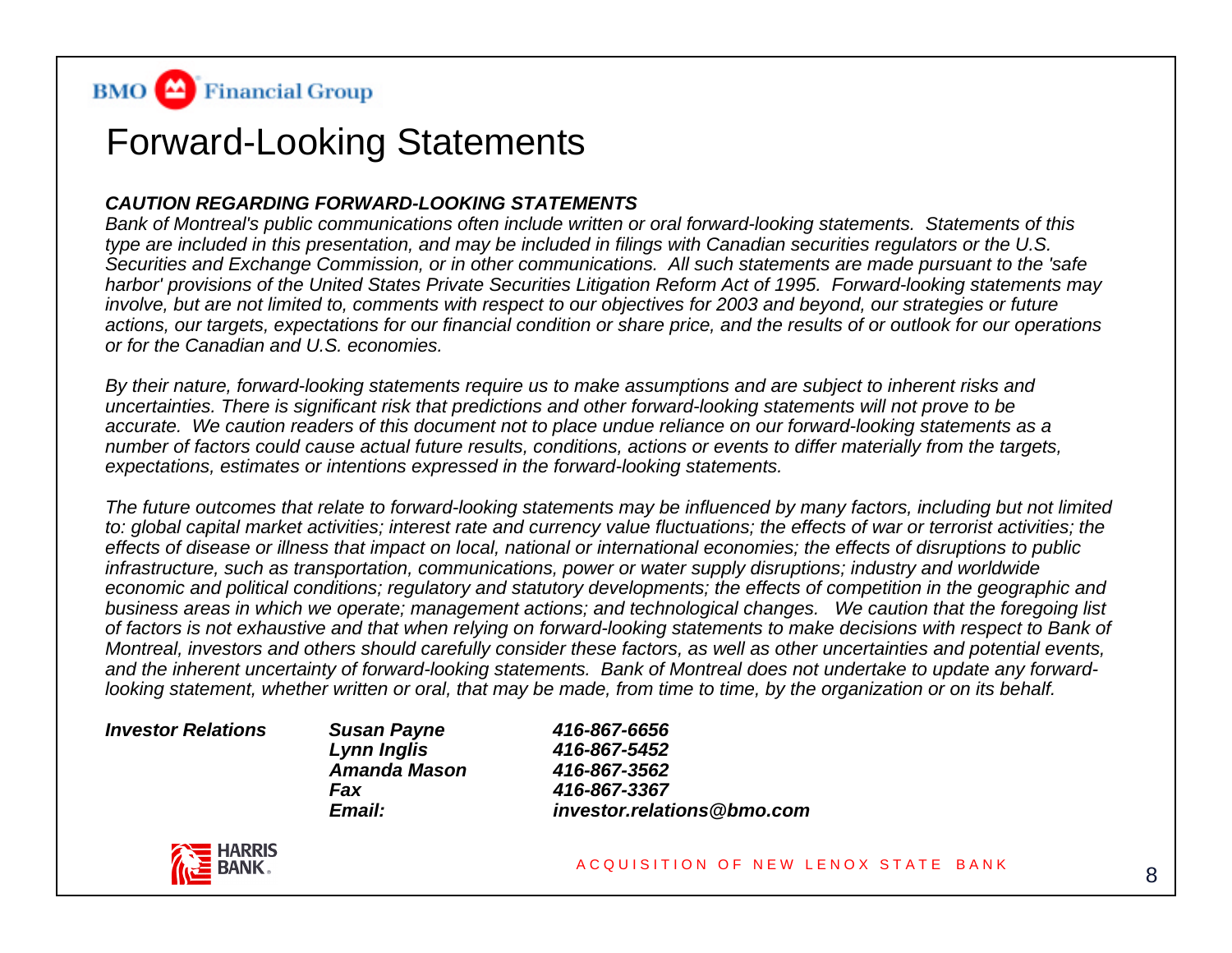BMO Financial Group

# Forward-Looking Statements

***CAUTION REGARDING FORWARD-LOOKING STATEMENTS***

*Bank of Montreal's public communications often include written or oral forward-looking statements. Statements of this type are included in this presentation, and may be included in filings with Canadian securities regulators or the U.S. Securities and Exchange Commission, or in other communications. All such statements are made pursuant to the 'safe harbor' provisions of the United States Private Securities Litigation Reform Act of 1995. Forward-looking statements may involve, but are not limited to, comments with respect to our objectives for 2003 and beyond, our strategies or future actions, our targets, expectations for our financial condition or share price, and the results of or outlook for our operations or for the Canadian and U.S. economies.*

*By their nature, forward-looking statements require us to make assumptions and are subject to inherent risks and uncertainties. There is significant risk that predictions and other forward-looking statements will not prove to be accurate. We caution readers of this document not to place undue reliance on our forward-looking statements as a number of factors could cause actual future results, conditions, actions or events to differ materially from the targets, expectations, estimates or intentions expressed in the forward-looking statements.*

*The future outcomes that relate to forward-looking statements may be influenced by many factors, including but not limited to: global capital market activities; interest rate and currency value fluctuations; the effects of war or terrorist activities; the effects of disease or illness that impact on local, national or international economies; the effects of disruptions to public infrastructure, such as transportation, communications, power or water supply disruptions; industry and worldwide economic and political conditions; regulatory and statutory developments; the effects of competition in the geographic and business areas in which we operate; management actions; and technological changes. We caution that the foregoing list of factors is not exhaustive and that when relying on forward-looking statements to make decisions with respect to Bank of Montreal, investors and others should carefully consider these factors, as well as other uncertainties and potential events, and the inherent uncertainty of forward-looking statements. Bank of Montreal does not undertake to update any forward-looking statement, whether written or oral, that may be made, from time to time, by the organization or on its behalf.*

| ***Investor Relations*** | ***Susan Payne*** | ***416-867-6656*** |
|---|---|---|
| | ***Lynn Inglis*** | ***416-867-5452*** |
| | ***Amanda Mason*** | ***416-867-3562*** |
| | ***Fax*** | ***416-867-3367*** |
| | ***Email:*** | ***investor.relations@bmo.com*** |

HARRIS BANK

ACQUISITION OF NEW LENOX STATE BANK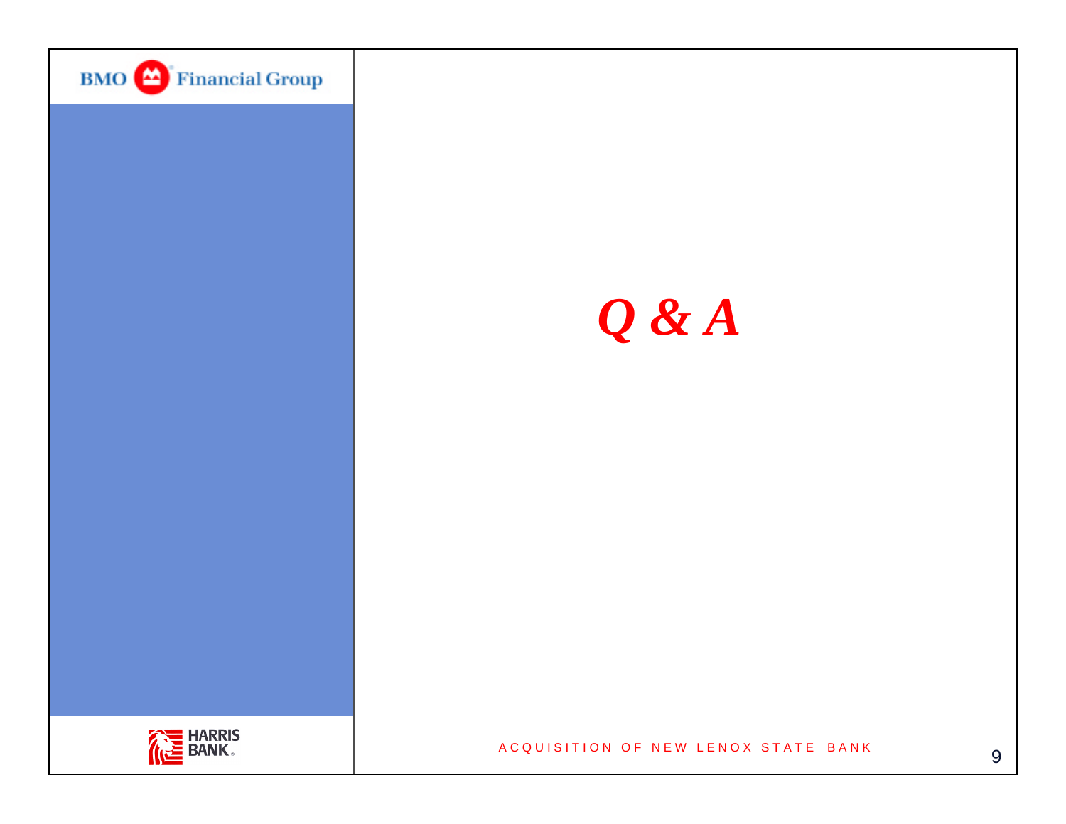# *Q & A*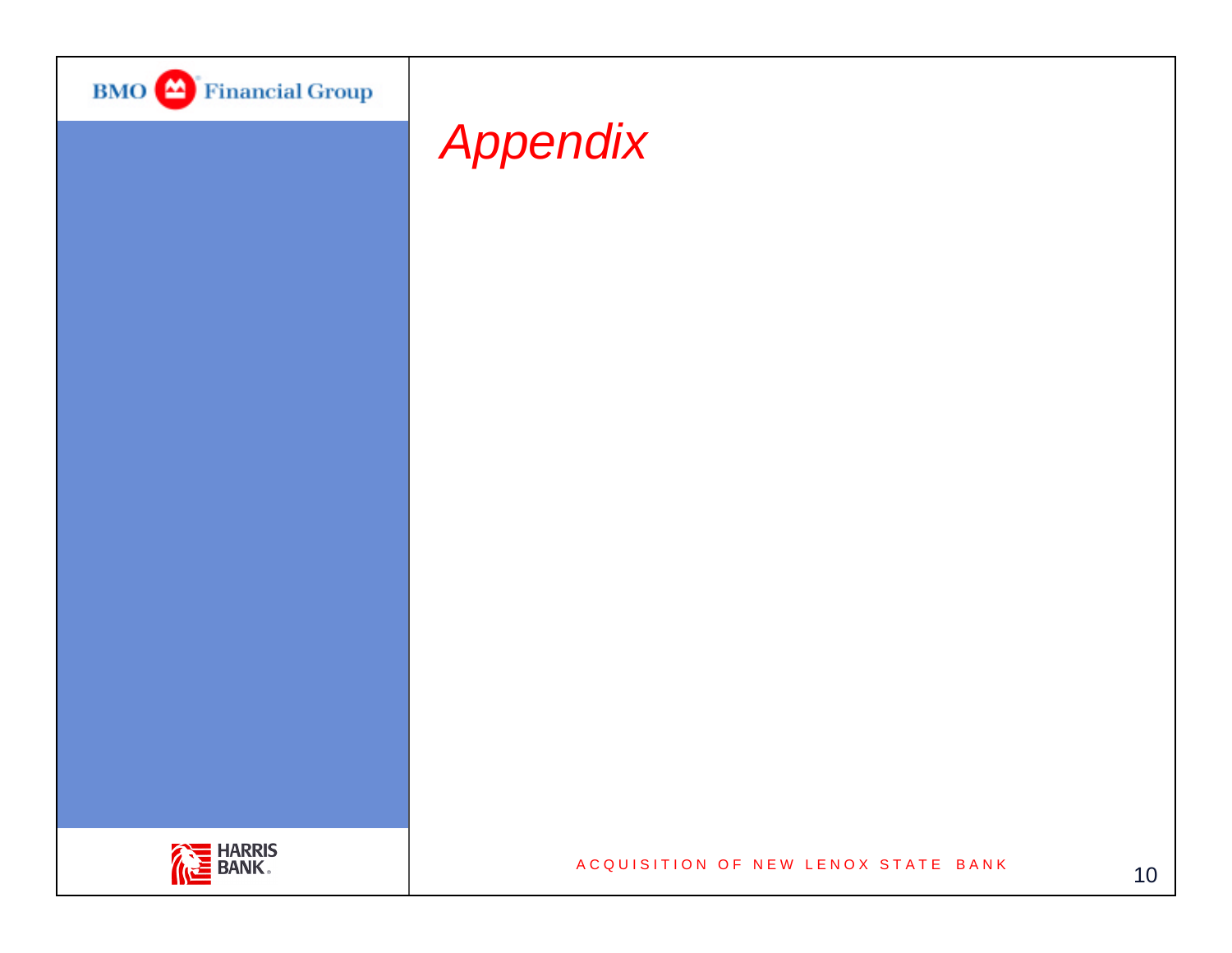# *Appendix*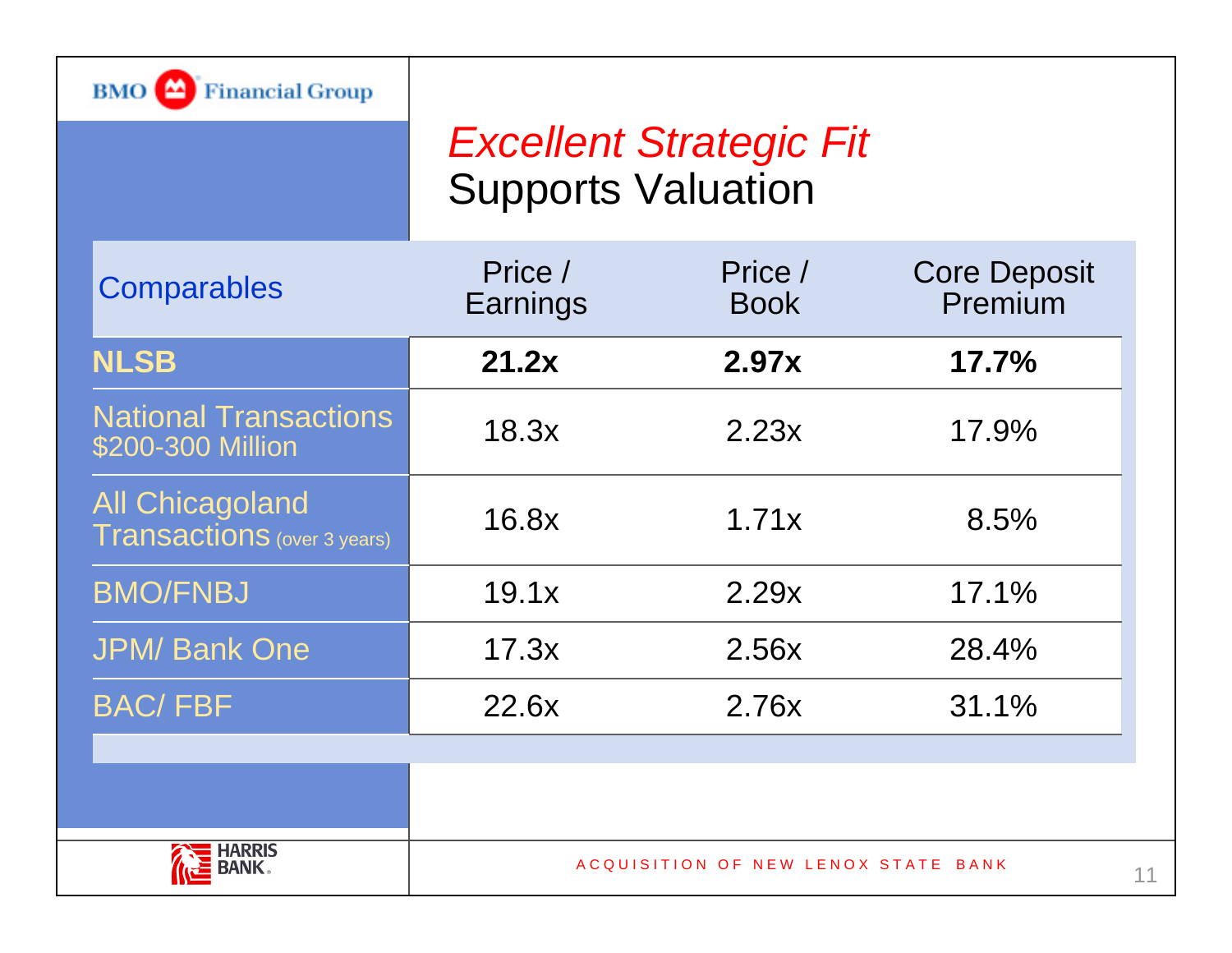# *Excellent Strategic Fit* Supports Valuation

| Comparables | Price / Earnings | Price / Book | Core Deposit Premium |
|---|---|---|---|
| **NLSB** | **21.2x** | **2.97x** | **17.7%** |
| National Transactions $200-300 Million | 18.3x | 2.23x | 17.9% |
| All Chicagoland Transactions (over 3 years) | 16.8x | 1.71x | 8.5% |
| BMO/FNBJ | 19.1x | 2.29x | 17.1% |
| JPM/ Bank One | 17.3x | 2.56x | 28.4% |
| BAC/ FBF | 22.6x | 2.76x | 31.1% |